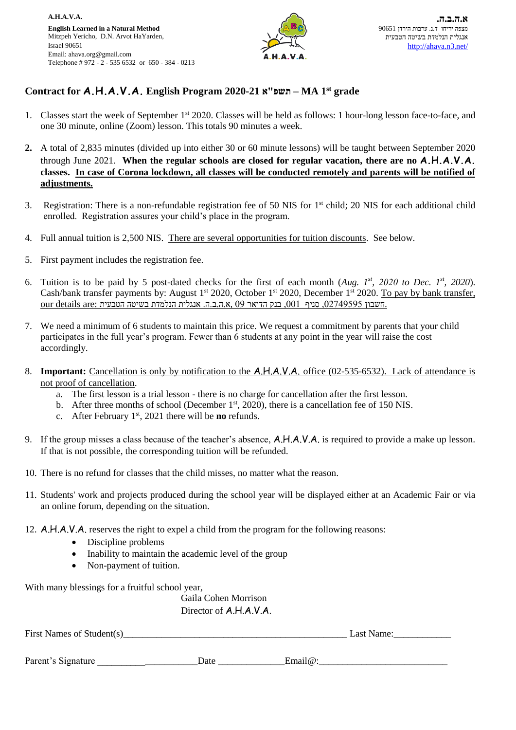A.H.A.V.A.

**English Learned in a Natural Method**
Mitzpeh Yericho, D.N. Arvot HaYarden,
Israel 90651
Email: ahava.org@gmail.com
Telephone # 972 - 2 - 535 6532 or 650 - 384 - 0213

**א.ה.ב.ה.**
מצפה יריחו ד.נ. ערבות הירדן 90651
אנגלית הנלמדת בשיטה הטבעית
http://ahava.n3.net/

## Contract for A.H.A.V.A. English Program 2020-21 תשפ"א – MA 1st grade

1. Classes start the week of September 1st 2020. Classes will be held as follows: 1 hour-long lesson face-to-face, and one 30 minute, online (Zoom) lesson. This totals 90 minutes a week.

2. A total of 2,835 minutes (divided up into either 30 or 60 minute lessons) will be taught between September 2020 through June 2021. **When the regular schools are closed for regular vacation, there are no A.H.A.V.A. classes. In case of Corona lockdown, all classes will be conducted remotely and parents will be notified of adjustments.**

3. Registration: There is a non-refundable registration fee of 50 NIS for 1st child; 20 NIS for each additional child enrolled. Registration assures your child's place in the program.

4. Full annual tuition is 2,500 NIS. There are several opportunities for tuition discounts. See below.

5. First payment includes the registration fee.

6. Tuition is to be paid by 5 post-dated checks for the first of each month (*Aug. 1st, 2020 to Dec. 1st, 2020*). Cash/bank transfer payments by: August 1st 2020, October 1st 2020, December 1st 2020. To pay by bank transfer, our details are: א.ה.ב.ה. אנגלית הנלמדת בשיטה הטבעית, בנק הדואר 09, סניף 001, חשבון 02749595.

7. We need a minimum of 6 students to maintain this price. We request a commitment by parents that your child participates in the full year's program. Fewer than 6 students at any point in the year will raise the cost accordingly.

8. **Important:** Cancellation is only by notification to the A.H.A.V.A. office (02-535-6532). Lack of attendance is not proof of cancellation.
   a. The first lesson is a trial lesson - there is no charge for cancellation after the first lesson.
   b. After three months of school (December 1st, 2020), there is a cancellation fee of 150 NIS.
   c. After February 1st, 2021 there will be **no** refunds.

9. If the group misses a class because of the teacher's absence, A.H.A.V.A. is required to provide a make up lesson. If that is not possible, the corresponding tuition will be refunded.

10. There is no refund for classes that the child misses, no matter what the reason.

11. Students' work and projects produced during the school year will be displayed either at an Academic Fair or via an online forum, depending on the situation.

12. A.H.A.V.A. reserves the right to expel a child from the program for the following reasons:
    - Discipline problems
    - Inability to maintain the academic level of the group
    - Non-payment of tuition.

With many blessings for a fruitful school year,

Gaila Cohen Morrison
Director of A.H.A.V.A.

First Names of Student(s)_______________________________________________ Last Name:____________

Parent's Signature _____________________ Date ______________ Email@:___________________________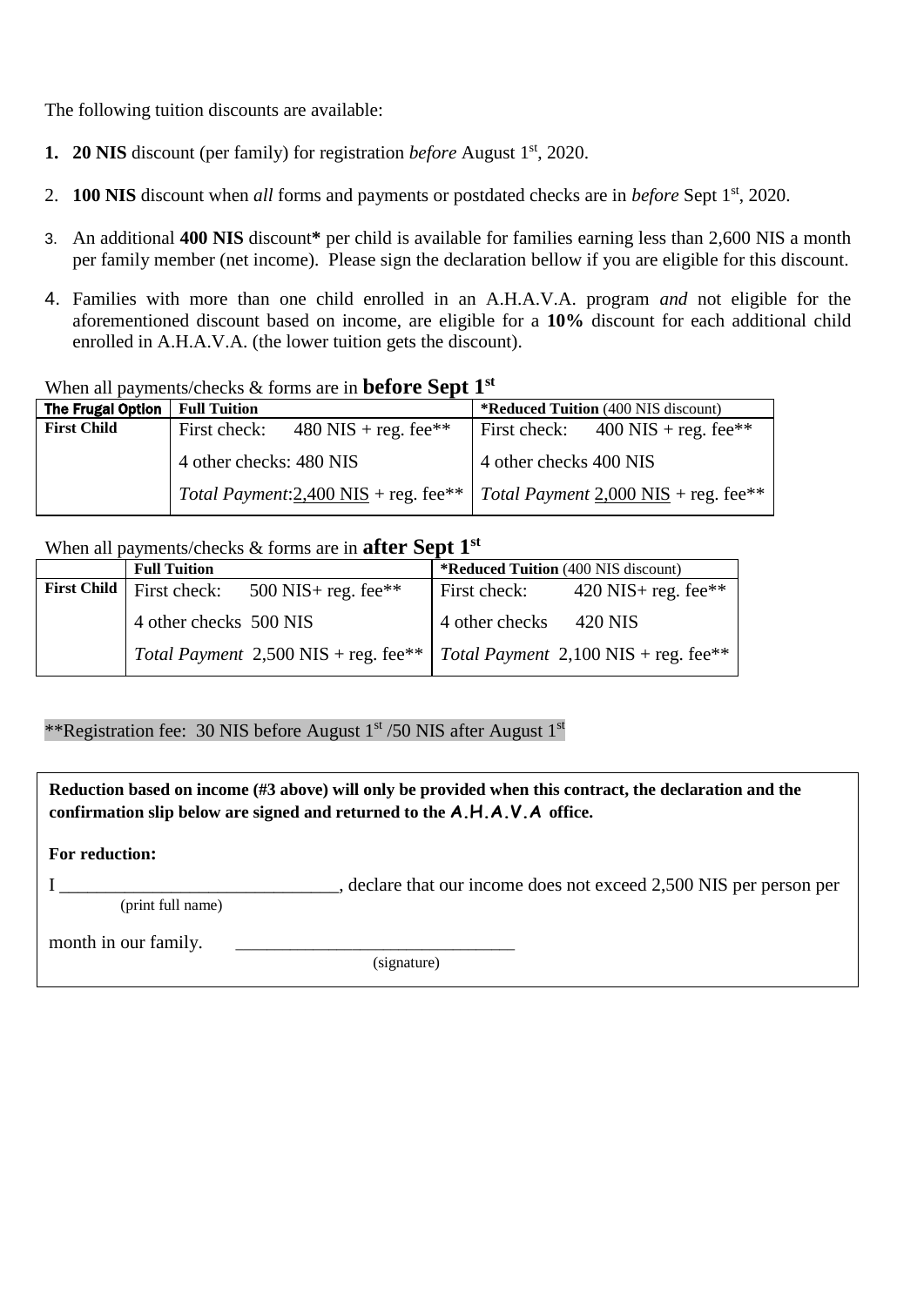The following tuition discounts are available:

1. **20 NIS** discount (per family) for registration *before* August 1st, 2020.
2. **100 NIS** discount when *all* forms and payments or postdated checks are in *before* Sept 1st, 2020.
3. An additional **400 NIS** discount***** per child is available for families earning less than 2,600 NIS a month per family member (net income). Please sign the declaration bellow if you are eligible for this discount.
4. Families with more than one child enrolled in an A.H.A.V.A. program *and* not eligible for the aforementioned discount based on income, are eligible for a **10%** discount for each additional child enrolled in A.H.A.V.A. (the lower tuition gets the discount).

When all payments/checks & forms are in **before Sept 1st**

| **The Frugal Option** | **Full Tuition** | **\*Reduced Tuition** (400 NIS discount) |
|---|---|---|
| **First Child** | First check: 480 NIS + reg. fee**<br>4 other checks: 480 NIS<br>*Total Payment*:2,400 NIS + reg. fee** | First check: 400 NIS + reg. fee**<br>4 other checks 400 NIS<br>*Total Payment* 2,000 NIS + reg. fee** |

When all payments/checks & forms are in **after Sept 1st**

| | **Full Tuition** | **\*Reduced Tuition** (400 NIS discount) |
|---|---|---|
| **First Child** | First check: 500 NIS+ reg. fee**<br>4 other checks 500 NIS<br>*Total Payment* 2,500 NIS + reg. fee** | First check: 420 NIS+ reg. fee**<br>4 other checks 420 NIS<br>*Total Payment* 2,100 NIS + reg. fee** |

**Registration fee: 30 NIS before August 1st /50 NIS after August 1st

**Reduction based on income (#3 above) will only be provided when this contract, the declaration and the confirmation slip below are signed and returned to the A.H.A.V.A office.**

**For reduction:**

I ______________________________, declare that our income does not exceed 2,500 NIS per person per
(print full name)

month in our family. ______________________________
(signature)